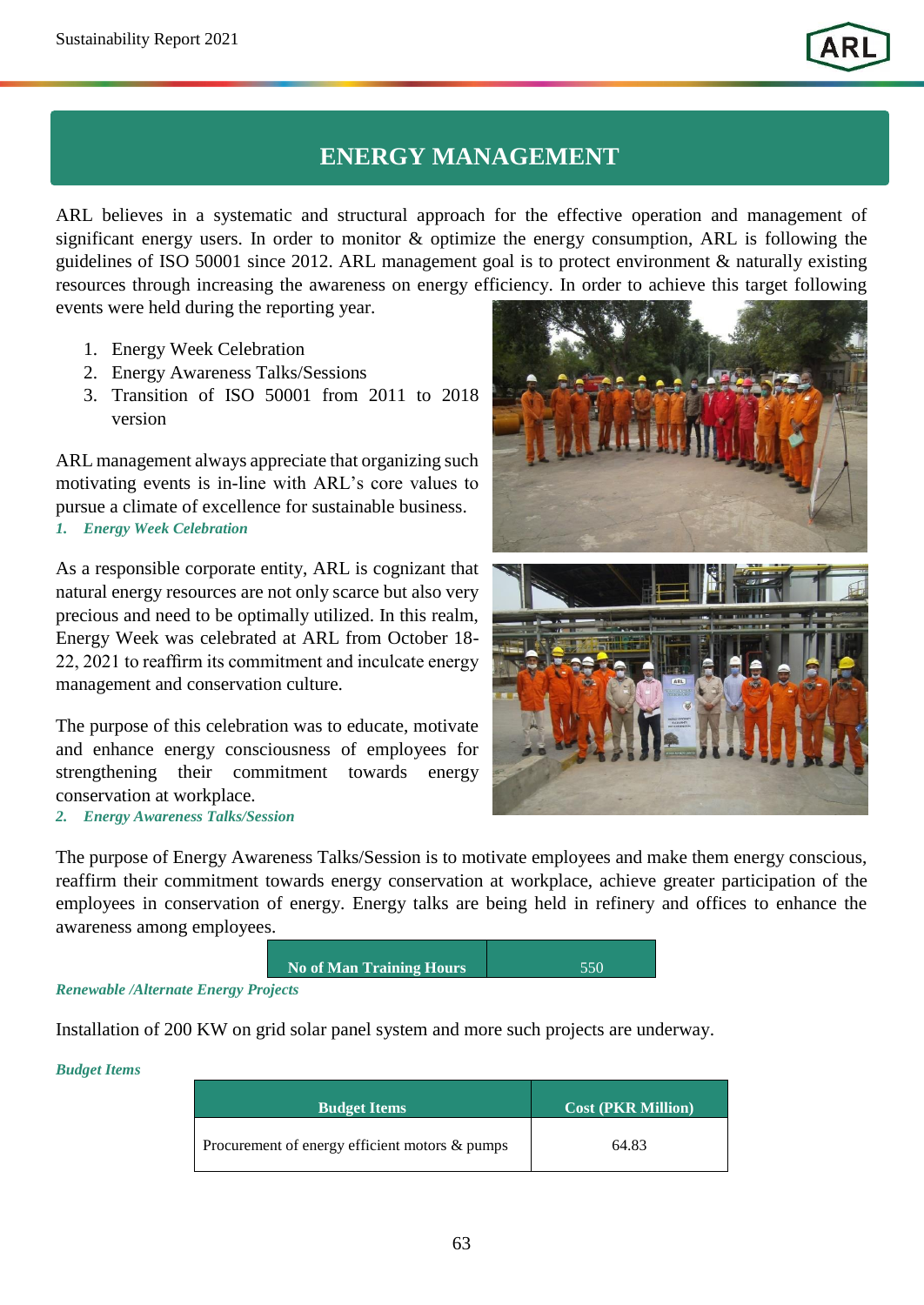# ENERGY MANAGEMENT

ARL believes in a systematic and structural approach for the effective operation and management of significant energy users. In order to monitor & optimize the energy consumption, ARL is following the guidelines of ISO 50001 since 2012. ARL management goal is to protect environment & naturally existing resources through increasing the awareness on energy efficiency. In order to achieve this target following events were held during the reporting year.

1. Energy Week Celebration
2. Energy Awareness Talks/Sessions
3. Transition of ISO 50001 from 2011 to 2018 version

ARL management always appreciate that organizing such motivating events is in-line with ARL's core values to pursue a climate of excellence for sustainable business.

***1. Energy Week Celebration***

As a responsible corporate entity, ARL is cognizant that natural energy resources are not only scarce but also very precious and need to be optimally utilized. In this realm, Energy Week was celebrated at ARL from October 18-22, 2021 to reaffirm its commitment and inculcate energy management and conservation culture.

The purpose of this celebration was to educate, motivate and enhance energy consciousness of employees for strengthening their commitment towards energy conservation at workplace.

***2. Energy Awareness Talks/Session***

The purpose of Energy Awareness Talks/Session is to motivate employees and make them energy conscious, reaffirm their commitment towards energy conservation at workplace, achieve greater participation of the employees in conservation of energy. Energy talks are being held in refinery and offices to enhance the awareness among employees.

| No of Man Training Hours | 550 |
|---|---|

***Renewable /Alternate Energy Projects***

Installation of 200 KW on grid solar panel system and more such projects are underway.

***Budget Items***

| Budget Items | Cost (PKR Million) |
|---|---|
| Procurement of energy efficient motors & pumps | 64.83 |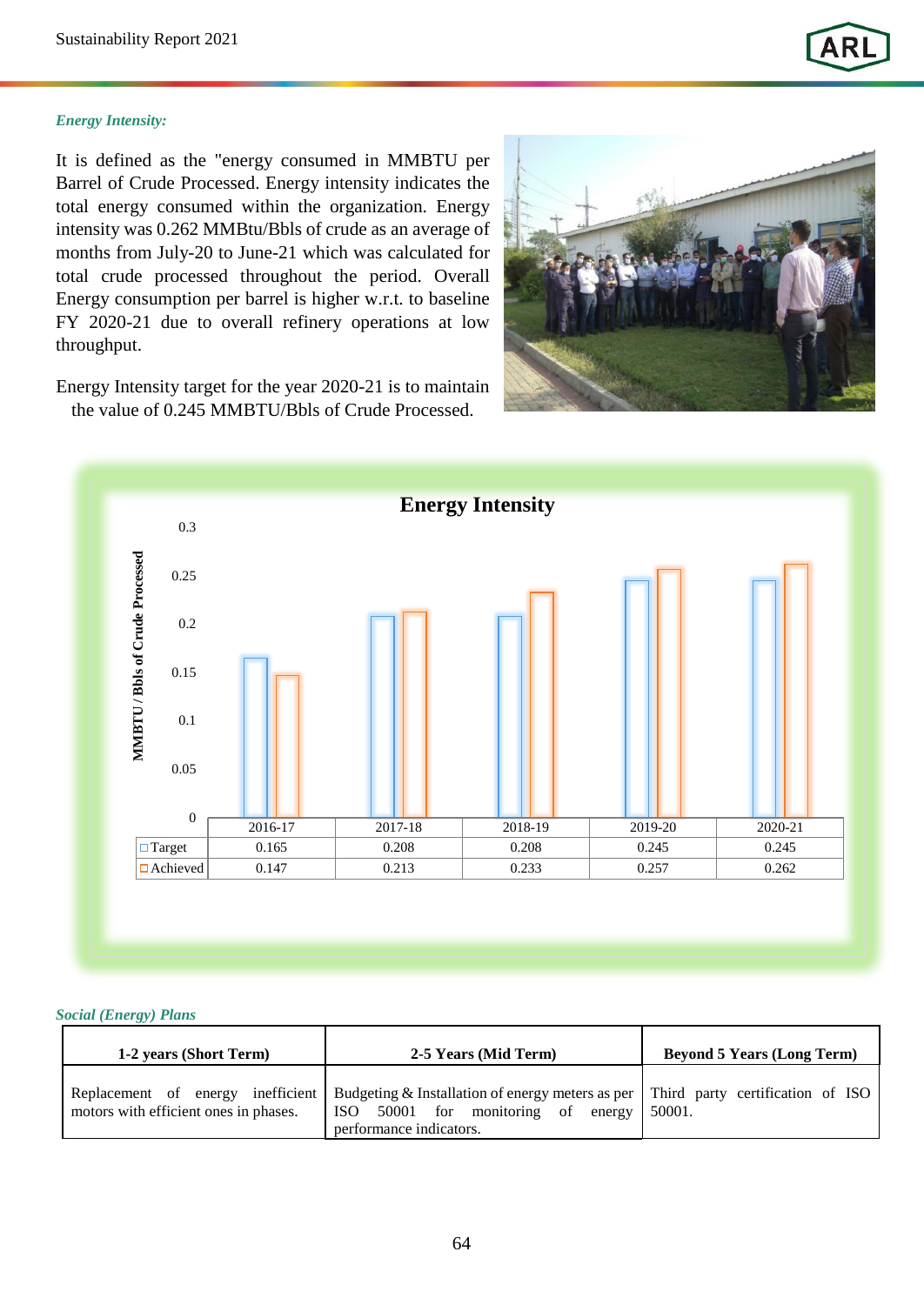*Energy Intensity:*

It is defined as the "energy consumed in MMBTU per Barrel of Crude Processed. Energy intensity indicates the total energy consumed within the organization. Energy intensity was 0.262 MMBtu/Bbls of crude as an average of months from July-20 to June-21 which was calculated for total crude processed throughout the period. Overall Energy consumption per barrel is higher w.r.t. to baseline FY 2020-21 due to overall refinery operations at low throughput.

Energy Intensity target for the year 2020-21 is to maintain the value of 0.245 MMBTU/Bbls of Crude Processed.

Energy Intensity

MMBTU / Bbls of Crude Processed

0.3
0.25
0.2
0.15
0.1
0.05
0

2016-17 2017-18 2018-19 2019-20 2020-21

Target 0.165 0.208 0.208 0.245 0.245

Achieved 0.147 0.213 0.233 0.257 0.262

*Social (Energy) Plans*

| 1-2 years (Short Term) | 2-5 Years (Mid Term) | Beyond 5 Years (Long Term) |
|---|---|---|
| Replacement of energy inefficient motors with efficient ones in phases. | Budgeting & Installation of energy meters as per ISO 50001 for monitoring of energy performance indicators. | Third party certification of ISO 50001. |